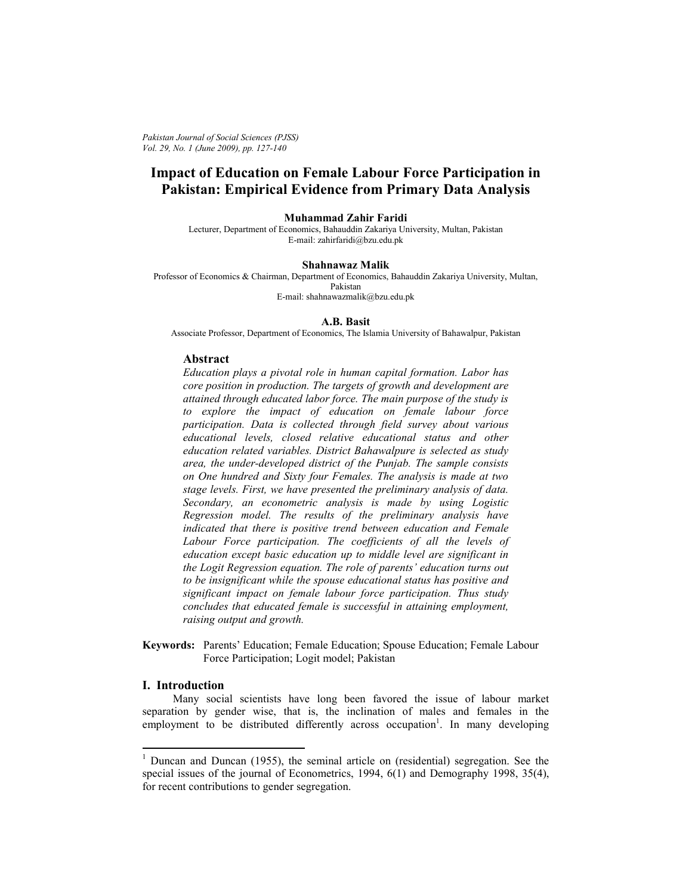# Impact of Education on Female Labour Force Participation in Pakistan: Empirical Evidence from Primary Data Analysis

**Muhammad Zahir Faridi**
Lecturer, Department of Economics, Bahauddin Zakariya University, Multan, Pakistan
E-mail: zahirfaridi@bzu.edu.pk

**Shahnawaz Malik**
Professor of Economics & Chairman, Department of Economics, Bahauddin Zakariya University, Multan, Pakistan
E-mail: shahnawazmalik@bzu.edu.pk

**A.B. Basit**
Associate Professor, Department of Economics, The Islamia University of Bahawalpur, Pakistan

## Abstract

*Education plays a pivotal role in human capital formation. Labor has core position in production. The targets of growth and development are attained through educated labor force. The main purpose of the study is to explore the impact of education on female labour force participation. Data is collected through field survey about various educational levels, closed relative educational status and other education related variables. District Bahawalpure is selected as study area, the under-developed district of the Punjab. The sample consists on One hundred and Sixty four Females. The analysis is made at two stage levels. First, we have presented the preliminary analysis of data. Secondary, an econometric analysis is made by using Logistic Regression model. The results of the preliminary analysis have indicated that there is positive trend between education and Female Labour Force participation. The coefficients of all the levels of education except basic education up to middle level are significant in the Logit Regression equation. The role of parents' education turns out to be insignificant while the spouse educational status has positive and significant impact on female labour force participation. Thus study concludes that educated female is successful in attaining employment, raising output and growth.*

**Keywords:** Parents' Education; Female Education; Spouse Education; Female Labour Force Participation; Logit model; Pakistan

## I. Introduction

Many social scientists have long been favored the issue of labour market separation by gender wise, that is, the inclination of males and females in the employment to be distributed differently across occupation[1]. In many developing

---

[1] Duncan and Duncan (1955), the seminal article on (residential) segregation. See the special issues of the journal of Econometrics, 1994, 6(1) and Demography 1998, 35(4), for recent contributions to gender segregation.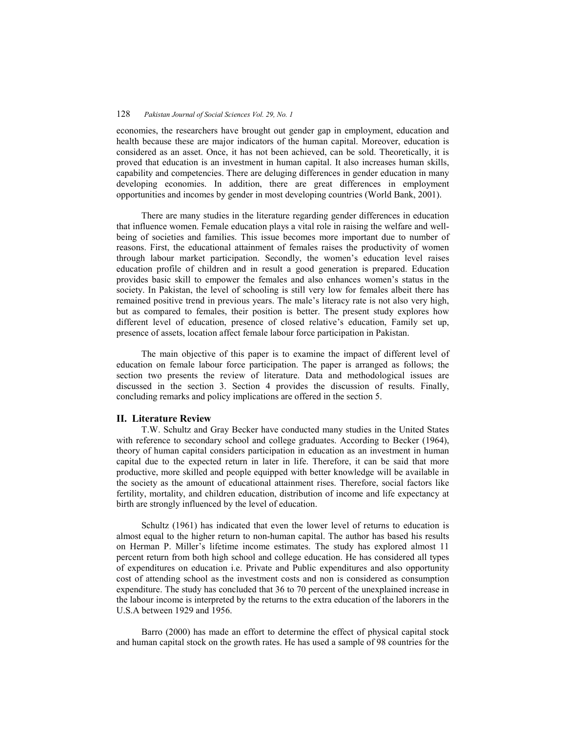economies, the researchers have brought out gender gap in employment, education and health because these are major indicators of the human capital. Moreover, education is considered as an asset. Once, it has not been achieved, can be sold. Theoretically, it is proved that education is an investment in human capital. It also increases human skills, capability and competencies. There are deluging differences in gender education in many developing economies. In addition, there are great differences in employment opportunities and incomes by gender in most developing countries (World Bank, 2001).

There are many studies in the literature regarding gender differences in education that influence women. Female education plays a vital role in raising the welfare and well-being of societies and families. This issue becomes more important due to number of reasons. First, the educational attainment of females raises the productivity of women through labour market participation. Secondly, the women's education level raises education profile of children and in result a good generation is prepared. Education provides basic skill to empower the females and also enhances women's status in the society. In Pakistan, the level of schooling is still very low for females albeit there has remained positive trend in previous years. The male's literacy rate is not also very high, but as compared to females, their position is better. The present study explores how different level of education, presence of closed relative's education, Family set up, presence of assets, location affect female labour force participation in Pakistan.

The main objective of this paper is to examine the impact of different level of education on female labour force participation. The paper is arranged as follows; the section two presents the review of literature. Data and methodological issues are discussed in the section 3. Section 4 provides the discussion of results. Finally, concluding remarks and policy implications are offered in the section 5.

## II. Literature Review

T.W. Schultz and Gray Becker have conducted many studies in the United States with reference to secondary school and college graduates. According to Becker (1964), theory of human capital considers participation in education as an investment in human capital due to the expected return in later in life. Therefore, it can be said that more productive, more skilled and people equipped with better knowledge will be available in the society as the amount of educational attainment rises. Therefore, social factors like fertility, mortality, and children education, distribution of income and life expectancy at birth are strongly influenced by the level of education.

Schultz (1961) has indicated that even the lower level of returns to education is almost equal to the higher return to non-human capital. The author has based his results on Herman P. Miller's lifetime income estimates. The study has explored almost 11 percent return from both high school and college education. He has considered all types of expenditures on education i.e. Private and Public expenditures and also opportunity cost of attending school as the investment costs and non is considered as consumption expenditure. The study has concluded that 36 to 70 percent of the unexplained increase in the labour income is interpreted by the returns to the extra education of the laborers in the U.S.A between 1929 and 1956.

Barro (2000) has made an effort to determine the effect of physical capital stock and human capital stock on the growth rates. He has used a sample of 98 countries for the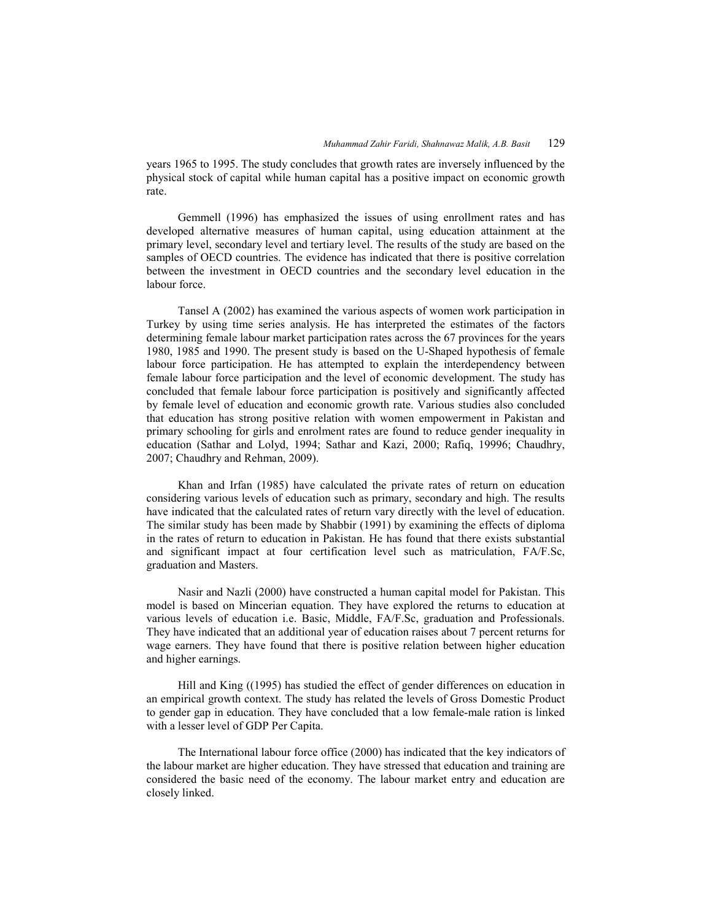years 1965 to 1995. The study concludes that growth rates are inversely influenced by the physical stock of capital while human capital has a positive impact on economic growth rate.

Gemmell (1996) has emphasized the issues of using enrollment rates and has developed alternative measures of human capital, using education attainment at the primary level, secondary level and tertiary level. The results of the study are based on the samples of OECD countries. The evidence has indicated that there is positive correlation between the investment in OECD countries and the secondary level education in the labour force.

Tansel A (2002) has examined the various aspects of women work participation in Turkey by using time series analysis. He has interpreted the estimates of the factors determining female labour market participation rates across the 67 provinces for the years 1980, 1985 and 1990. The present study is based on the U-Shaped hypothesis of female labour force participation. He has attempted to explain the interdependency between female labour force participation and the level of economic development. The study has concluded that female labour force participation is positively and significantly affected by female level of education and economic growth rate. Various studies also concluded that education has strong positive relation with women empowerment in Pakistan and primary schooling for girls and enrolment rates are found to reduce gender inequality in education (Sathar and Lolyd, 1994; Sathar and Kazi, 2000; Rafiq, 19996; Chaudhry, 2007; Chaudhry and Rehman, 2009).

Khan and Irfan (1985) have calculated the private rates of return on education considering various levels of education such as primary, secondary and high. The results have indicated that the calculated rates of return vary directly with the level of education. The similar study has been made by Shabbir (1991) by examining the effects of diploma in the rates of return to education in Pakistan. He has found that there exists substantial and significant impact at four certification level such as matriculation, FA/F.Sc, graduation and Masters.

Nasir and Nazli (2000) have constructed a human capital model for Pakistan. This model is based on Mincerian equation. They have explored the returns to education at various levels of education i.e. Basic, Middle, FA/F.Sc, graduation and Professionals. They have indicated that an additional year of education raises about 7 percent returns for wage earners. They have found that there is positive relation between higher education and higher earnings.

Hill and King ((1995) has studied the effect of gender differences on education in an empirical growth context. The study has related the levels of Gross Domestic Product to gender gap in education. They have concluded that a low female-male ration is linked with a lesser level of GDP Per Capita.

The International labour force office (2000) has indicated that the key indicators of the labour market are higher education. They have stressed that education and training are considered the basic need of the economy. The labour market entry and education are closely linked.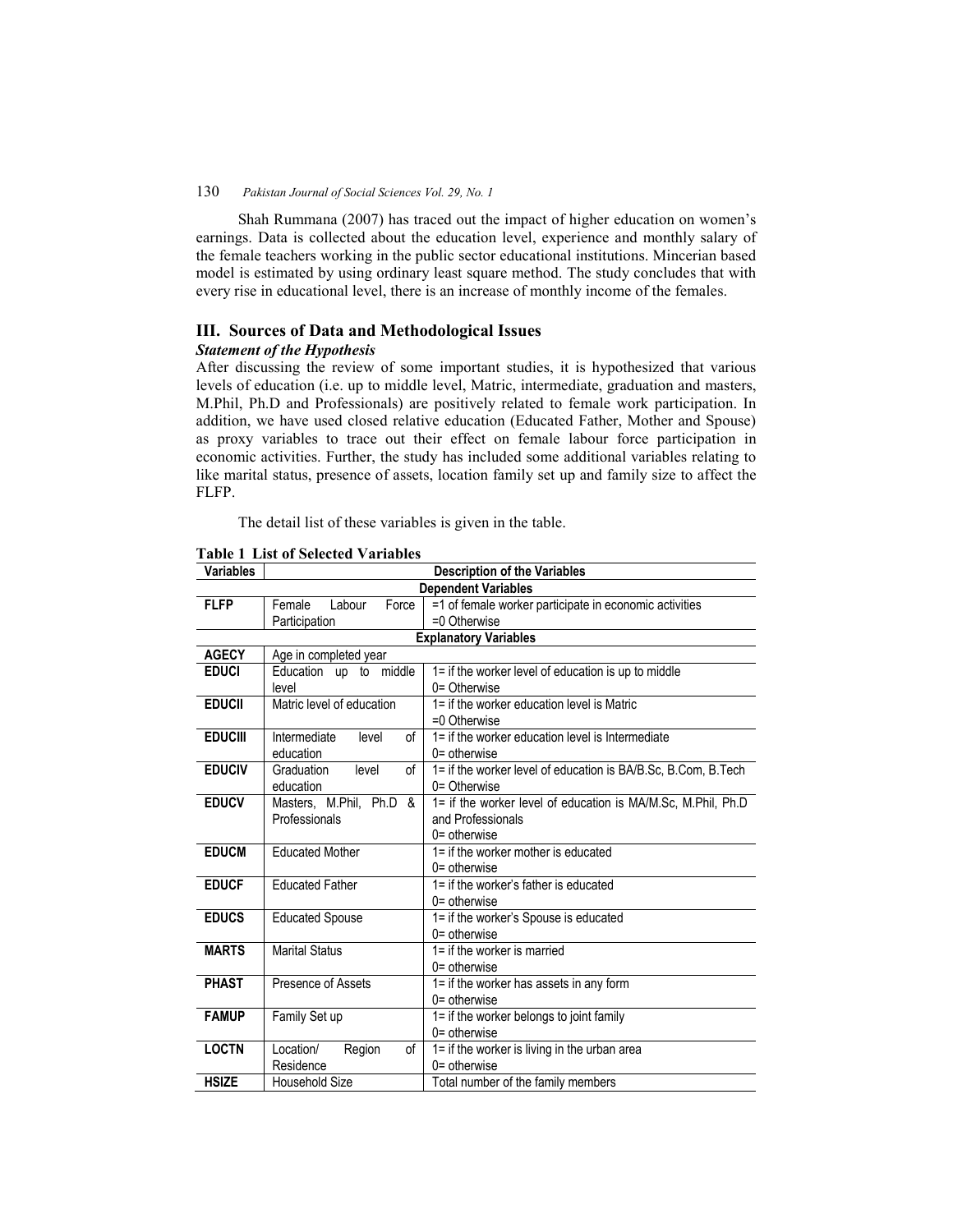Shah Rummana (2007) has traced out the impact of higher education on women's earnings. Data is collected about the education level, experience and monthly salary of the female teachers working in the public sector educational institutions. Mincerian based model is estimated by using ordinary least square method. The study concludes that with every rise in educational level, there is an increase of monthly income of the females.

## III. Sources of Data and Methodological Issues

### *Statement of the Hypothesis*

After discussing the review of some important studies, it is hypothesized that various levels of education (i.e. up to middle level, Matric, intermediate, graduation and masters, M.Phil, Ph.D and Professionals) are positively related to female work participation. In addition, we have used closed relative education (Educated Father, Mother and Spouse) as proxy variables to trace out their effect on female labour force participation in economic activities. Further, the study has included some additional variables relating to like marital status, presence of assets, location family set up and family size to affect the FLFP.

The detail list of these variables is given in the table.

**Table 1 List of Selected Variables**

| Variables | Description of the Variables | |
|---|---|---|
| | **Dependent Variables** | |
| **FLFP** | Female Labour Force Participation | =1 of female worker participate in economic activities<br>=0 Otherwise |
| | **Explanatory Variables** | |
| **AGECY** | Age in completed year | |
| **EDUCI** | Education up to middle level | 1= if the worker level of education is up to middle<br>0= Otherwise |
| **EDUCII** | Matric level of education | 1= if the worker education level is Matric<br>=0 Otherwise |
| **EDUCIII** | Intermediate level of education | 1= if the worker education level is Intermediate<br>0= otherwise |
| **EDUCIV** | Graduation level of education | 1= if the worker level of education is BA/B.Sc, B.Com, B.Tech<br>0= Otherwise |
| **EDUCV** | Masters, M.Phil, Ph.D & Professionals | 1= if the worker level of education is MA/M.Sc, M.Phil, Ph.D and Professionals<br>0= otherwise |
| **EDUCM** | Educated Mother | 1= if the worker mother is educated<br>0= otherwise |
| **EDUCF** | Educated Father | 1= if the worker's father is educated<br>0= otherwise |
| **EDUCS** | Educated Spouse | 1= if the worker's Spouse is educated<br>0= otherwise |
| **MARTS** | Marital Status | 1= if the worker is married<br>0= otherwise |
| **PHAST** | Presence of Assets | 1= if the worker has assets in any form<br>0= otherwise |
| **FAMUP** | Family Set up | 1= if the worker belongs to joint family<br>0= otherwise |
| **LOCTN** | Location/ Region of Residence | 1= if the worker is living in the urban area<br>0= otherwise |
| **HSIZE** | Household Size | Total number of the family members |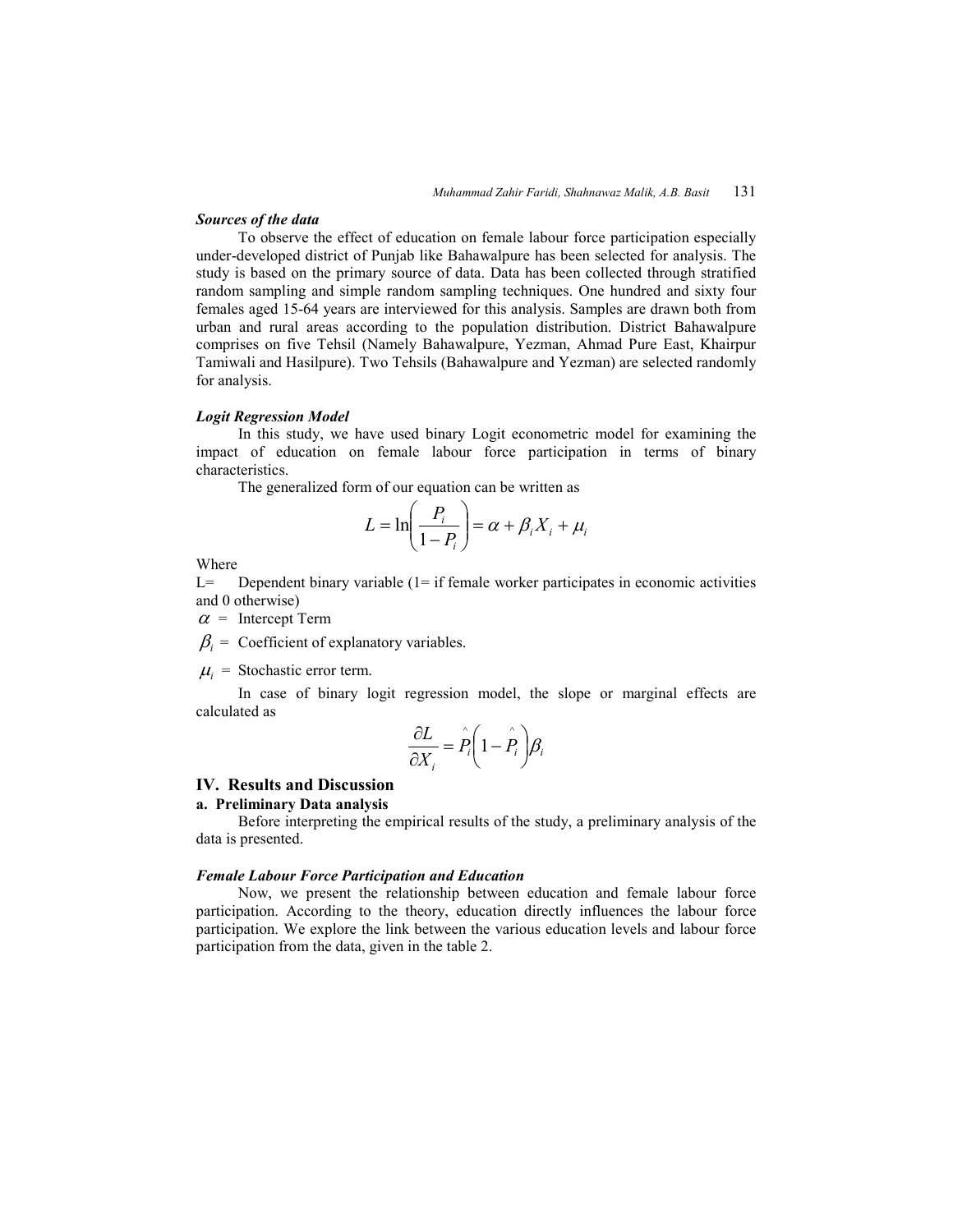***Sources of the data***

To observe the effect of education on female labour force participation especially under-developed district of Punjab like Bahawalpure has been selected for analysis. The study is based on the primary source of data. Data has been collected through stratified random sampling and simple random sampling techniques. One hundred and sixty four females aged 15-64 years are interviewed for this analysis. Samples are drawn both from urban and rural areas according to the population distribution. District Bahawalpure comprises on five Tehsil (Namely Bahawalpure, Yezman, Ahmad Pure East, Khairpur Tamiwali and Hasilpure). Two Tehsils (Bahawalpure and Yezman) are selected randomly for analysis.

***Logit Regression Model***

In this study, we have used binary Logit econometric model for examining the impact of education on female labour force participation in terms of binary characteristics.

The generalized form of our equation can be written as

$$L = \ln\left(\frac{P_i}{1-P_i}\right) = \alpha + \beta_i X_i + \mu_i$$

Where

L= Dependent binary variable (1= if female worker participates in economic activities and 0 otherwise)

$\alpha$ = Intercept Term

$\beta_i$ = Coefficient of explanatory variables.

$\mu_i$ = Stochastic error term.

In case of binary logit regression model, the slope or marginal effects are calculated as

$$\frac{\partial L}{\partial X_i} = \hat{P}_i\left(1-\hat{P}_i\right)\beta_i$$

## IV. Results and Discussion

### a. Preliminary Data analysis

Before interpreting the empirical results of the study, a preliminary analysis of the data is presented.

***Female Labour Force Participation and Education***

Now, we present the relationship between education and female labour force participation. According to the theory, education directly influences the labour force participation. We explore the link between the various education levels and labour force participation from the data, given in the table 2.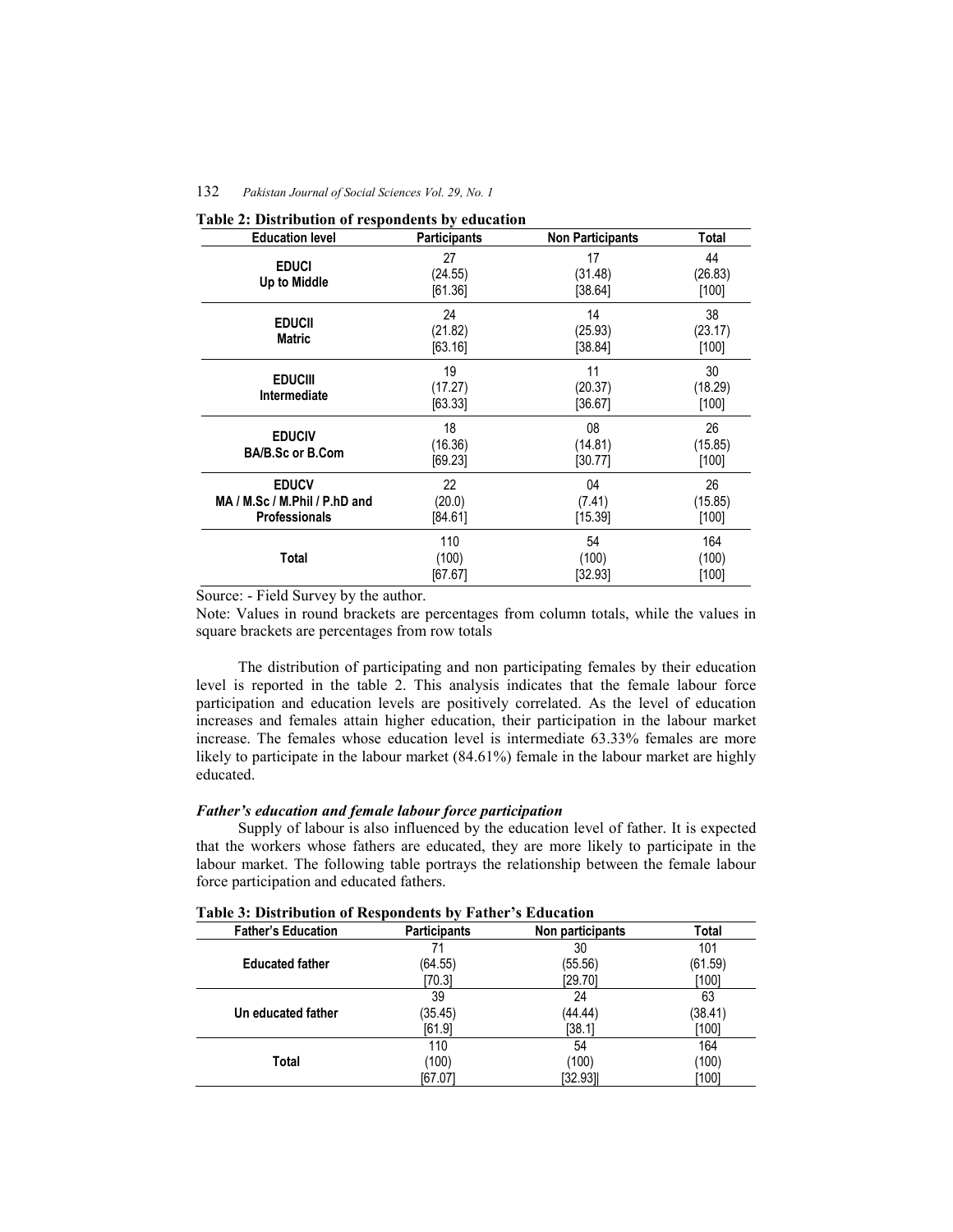**Table 2: Distribution of respondents by education**

| Education level | Participants | Non Participants | Total |
|---|---|---|---|
| **EDUCI** **Up to Middle** | 27 (24.55) [61.36] | 17 (31.48) [38.64] | 44 (26.83) [100] |
| **EDUCII** **Matric** | 24 (21.82) [63.16] | 14 (25.93) [38.84] | 38 (23.17) [100] |
| **EDUCIII** **Intermediate** | 19 (17.27) [63.33] | 11 (20.37) [36.67] | 30 (18.29) [100] |
| **EDUCIV** **BA/B.Sc or B.Com** | 18 (16.36) [69.23] | 08 (14.81) [30.77] | 26 (15.85) [100] |
| **EDUCV** **MA / M.Sc / M.Phil / P.hD and Professionals** | 22 (20.0) [84.61] | 04 (7.41) [15.39] | 26 (15.85) [100] |
| **Total** | 110 (100) [67.67] | 54 (100) [32.93] | 164 (100) [100] |

Source: - Field Survey by the author.

Note: Values in round brackets are percentages from column totals, while the values in square brackets are percentages from row totals

The distribution of participating and non participating females by their education level is reported in the table 2. This analysis indicates that the female labour force participation and education levels are positively correlated. As the level of education increases and females attain higher education, their participation in the labour market increase. The females whose education level is intermediate 63.33% females are more likely to participate in the labour market (84.61%) female in the labour market are highly educated.

***Father's education and female labour force participation***

Supply of labour is also influenced by the education level of father. It is expected that the workers whose fathers are educated, they are more likely to participate in the labour market. The following table portrays the relationship between the female labour force participation and educated fathers.

**Table 3: Distribution of Respondents by Father's Education**

| Father's Education | Participants | Non participants | Total |
|---|---|---|---|
| **Educated father** | 71 (64.55) [70.3] | 30 (55.56) [29.70] | 101 (61.59) [100] |
| **Un educated father** | 39 (35.45) [61.9] | 24 (44.44) [38.1] | 63 (38.41) [100] |
| **Total** | 110 (100) [67.07] | 54 (100) [32.93] | 164 (100) [100] |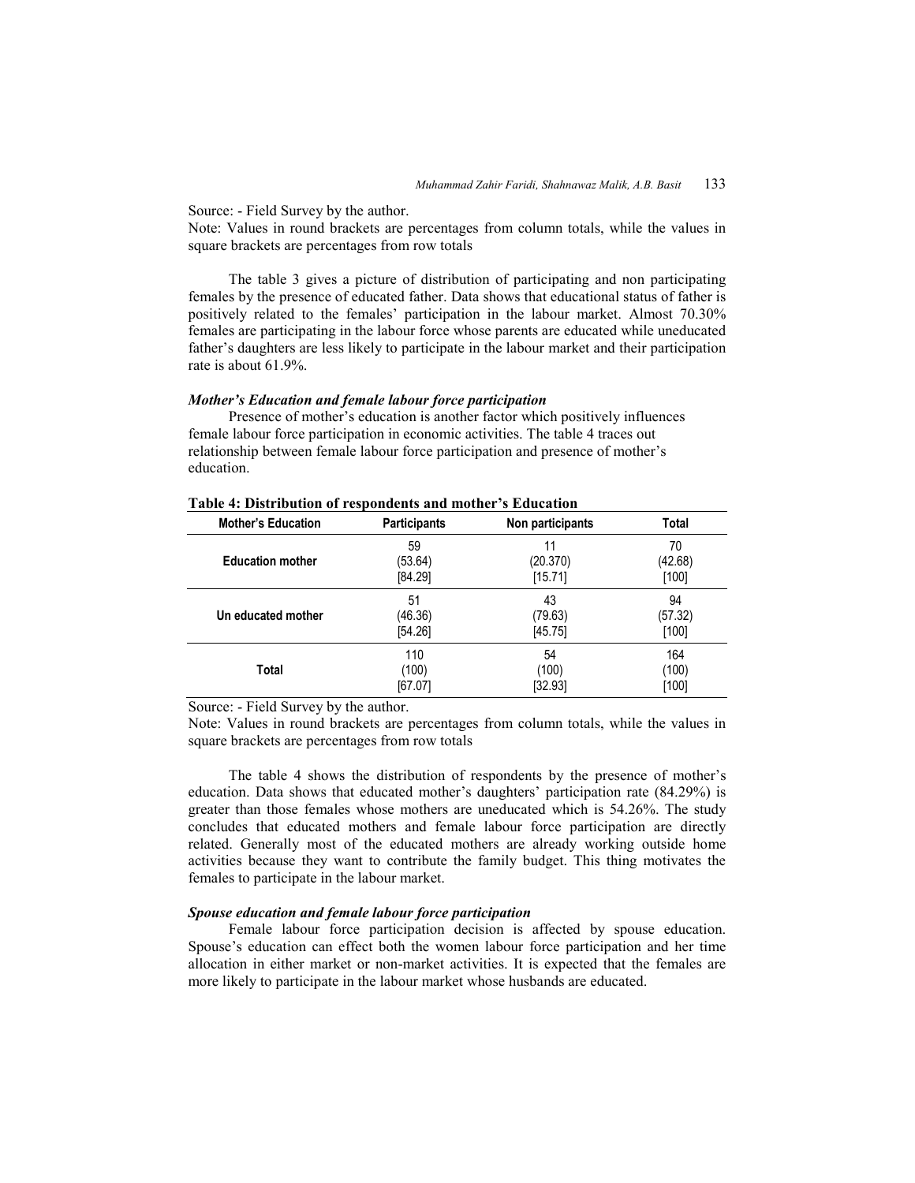Source: - Field Survey by the author.

Note: Values in round brackets are percentages from column totals, while the values in square brackets are percentages from row totals

The table 3 gives a picture of distribution of participating and non participating females by the presence of educated father. Data shows that educational status of father is positively related to the females' participation in the labour market. Almost 70.30% females are participating in the labour force whose parents are educated while uneducated father's daughters are less likely to participate in the labour market and their participation rate is about 61.9%.

#### *Mother's Education and female labour force participation*

Presence of mother's education is another factor which positively influences female labour force participation in economic activities. The table 4 traces out relationship between female labour force participation and presence of mother's education.

**Table 4: Distribution of respondents and mother's Education**

| Mother's Education | Participants | Non participants | Total |
|---|---|---|---|
| **Education mother** | 59<br>(53.64)<br>[84.29] | 11<br>(20.370)<br>[15.71] | 70<br>(42.68)<br>[100] |
| **Un educated mother** | 51<br>(46.36)<br>[54.26] | 43<br>(79.63)<br>[45.75] | 94<br>(57.32)<br>[100] |
| **Total** | 110<br>(100)<br>[67.07] | 54<br>(100)<br>[32.93] | 164<br>(100)<br>[100] |

Source: - Field Survey by the author.

Note: Values in round brackets are percentages from column totals, while the values in square brackets are percentages from row totals

The table 4 shows the distribution of respondents by the presence of mother's education. Data shows that educated mother's daughters' participation rate (84.29%) is greater than those females whose mothers are uneducated which is 54.26%. The study concludes that educated mothers and female labour force participation are directly related. Generally most of the educated mothers are already working outside home activities because they want to contribute the family budget. This thing motivates the females to participate in the labour market.

#### *Spouse education and female labour force participation*

Female labour force participation decision is affected by spouse education. Spouse's education can effect both the women labour force participation and her time allocation in either market or non-market activities. It is expected that the females are more likely to participate in the labour market whose husbands are educated.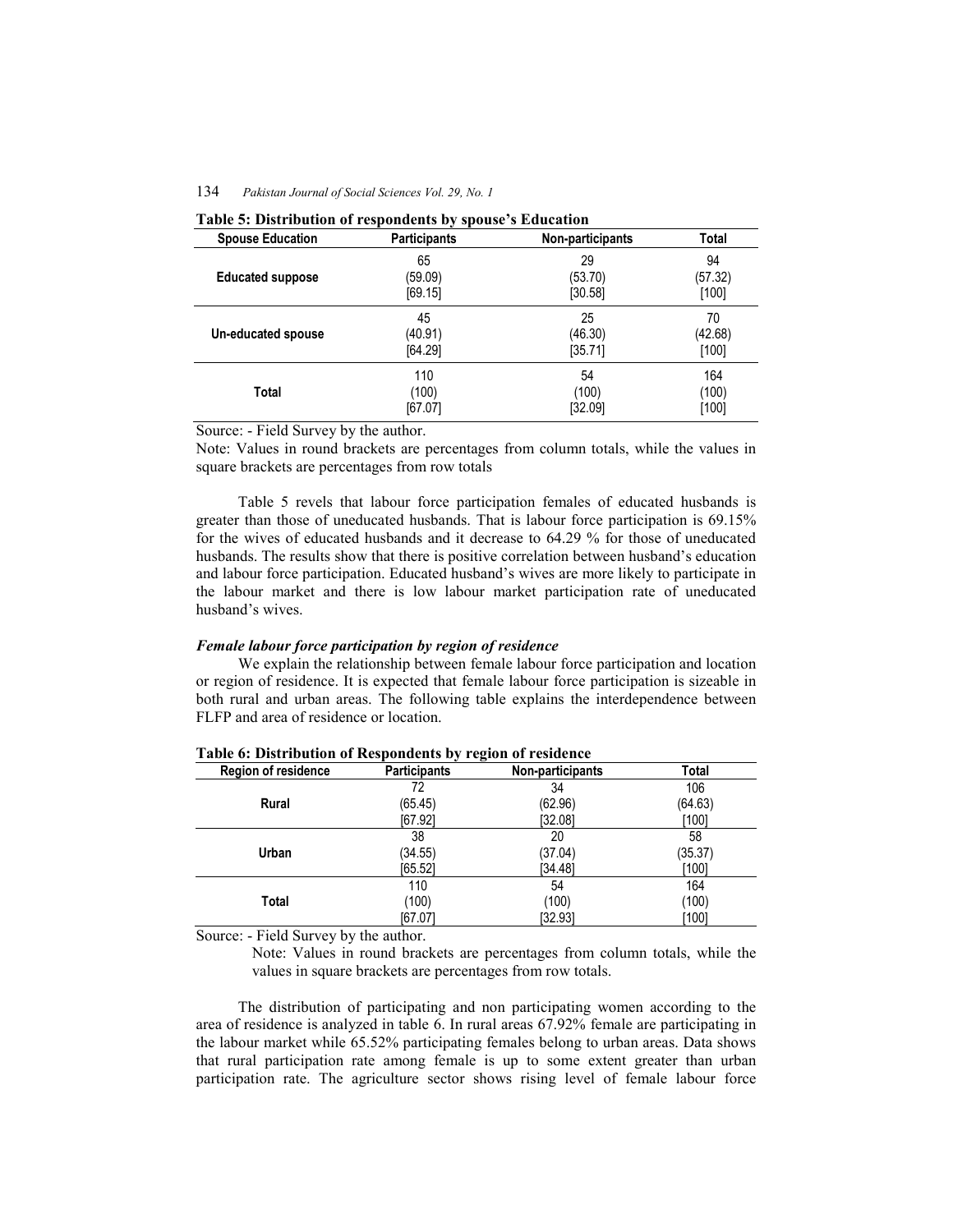**Table 5: Distribution of respondents by spouse's Education**

| Spouse Education | Participants | Non-participants | Total |
|---|---|---|---|
| **Educated suppose** | 65<br>(59.09)<br>[69.15] | 29<br>(53.70)<br>[30.58] | 94<br>(57.32)<br>[100] |
| **Un-educated spouse** | 45<br>(40.91)<br>[64.29] | 25<br>(46.30)<br>[35.71] | 70<br>(42.68)<br>[100] |
| **Total** | 110<br>(100)<br>[67.07] | 54<br>(100)<br>[32.09] | 164<br>(100)<br>[100] |

Source: - Field Survey by the author.

Note: Values in round brackets are percentages from column totals, while the values in square brackets are percentages from row totals

Table 5 revels that labour force participation females of educated husbands is greater than those of uneducated husbands. That is labour force participation is 69.15% for the wives of educated husbands and it decrease to 64.29 % for those of uneducated husbands. The results show that there is positive correlation between husband's education and labour force participation. Educated husband's wives are more likely to participate in the labour market and there is low labour market participation rate of uneducated husband's wives.

***Female labour force participation by region of residence***

We explain the relationship between female labour force participation and location or region of residence. It is expected that female labour force participation is sizeable in both rural and urban areas. The following table explains the interdependence between FLFP and area of residence or location.

**Table 6: Distribution of Respondents by region of residence**

| Region of residence | Participants | Non-participants | Total |
|---|---|---|---|
| **Rural** | 72<br>(65.45)<br>[67.92] | 34<br>(62.96)<br>[32.08] | 106<br>(64.63)<br>[100] |
| **Urban** | 38<br>(34.55)<br>[65.52] | 20<br>(37.04)<br>[34.48] | 58<br>(35.37)<br>[100] |
| **Total** | 110<br>(100)<br>[67.07] | 54<br>(100)<br>[32.93] | 164<br>(100)<br>[100] |

Source: - Field Survey by the author.

Note: Values in round brackets are percentages from column totals, while the values in square brackets are percentages from row totals.

The distribution of participating and non participating women according to the area of residence is analyzed in table 6. In rural areas 67.92% female are participating in the labour market while 65.52% participating females belong to urban areas. Data shows that rural participation rate among female is up to some extent greater than urban participation rate. The agriculture sector shows rising level of female labour force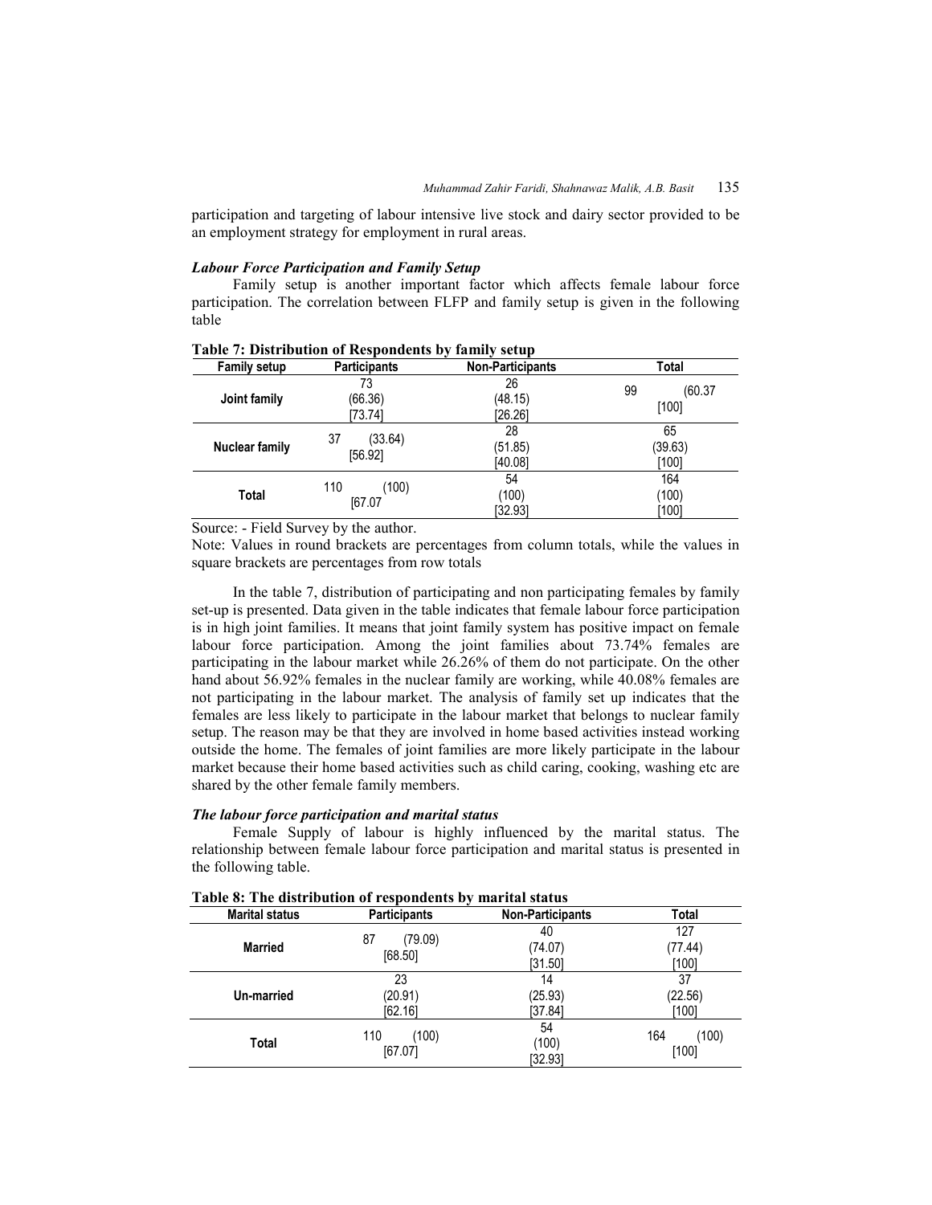participation and targeting of labour intensive live stock and dairy sector provided to be an employment strategy for employment in rural areas.

### *Labour Force Participation and Family Setup*

Family setup is another important factor which affects female labour force participation. The correlation between FLFP and family setup is given in the following table

**Table 7: Distribution of Respondents by family setup**

| Family setup | Participants | Non-Participants | Total |
|---|---|---|---|
| **Joint family** | 73 (66.36) [73.74] | 26 (48.15) [26.26] | 99 (60.37 [100] |
| **Nuclear family** | 37 (33.64) [56.92] | 28 (51.85) [40.08] | 65 (39.63) [100] |
| **Total** | 110 (100) [67.07 | 54 (100) [32.93] | 164 (100) [100] |

Source: - Field Survey by the author.

Note: Values in round brackets are percentages from column totals, while the values in square brackets are percentages from row totals

In the table 7, distribution of participating and non participating females by family set-up is presented. Data given in the table indicates that female labour force participation is in high joint families. It means that joint family system has positive impact on female labour force participation. Among the joint families about 73.74% females are participating in the labour market while 26.26% of them do not participate. On the other hand about 56.92% females in the nuclear family are working, while 40.08% females are not participating in the labour market. The analysis of family set up indicates that the females are less likely to participate in the labour market that belongs to nuclear family setup. The reason may be that they are involved in home based activities instead working outside the home. The females of joint families are more likely participate in the labour market because their home based activities such as child caring, cooking, washing etc are shared by the other female family members.

### *The labour force participation and marital status*

Female Supply of labour is highly influenced by the marital status. The relationship between female labour force participation and marital status is presented in the following table.

**Table 8: The distribution of respondents by marital status**

| Marital status | Participants | Non-Participants | Total |
|---|---|---|---|
| **Married** | 87 (79.09) [68.50] | 40 (74.07) [31.50] | 127 (77.44) [100] |
| **Un-married** | 23 (20.91) [62.16] | 14 (25.93) [37.84] | 37 (22.56) [100] |
| **Total** | 110 (100) [67.07] | 54 (100) [32.93] | 164 (100) [100] |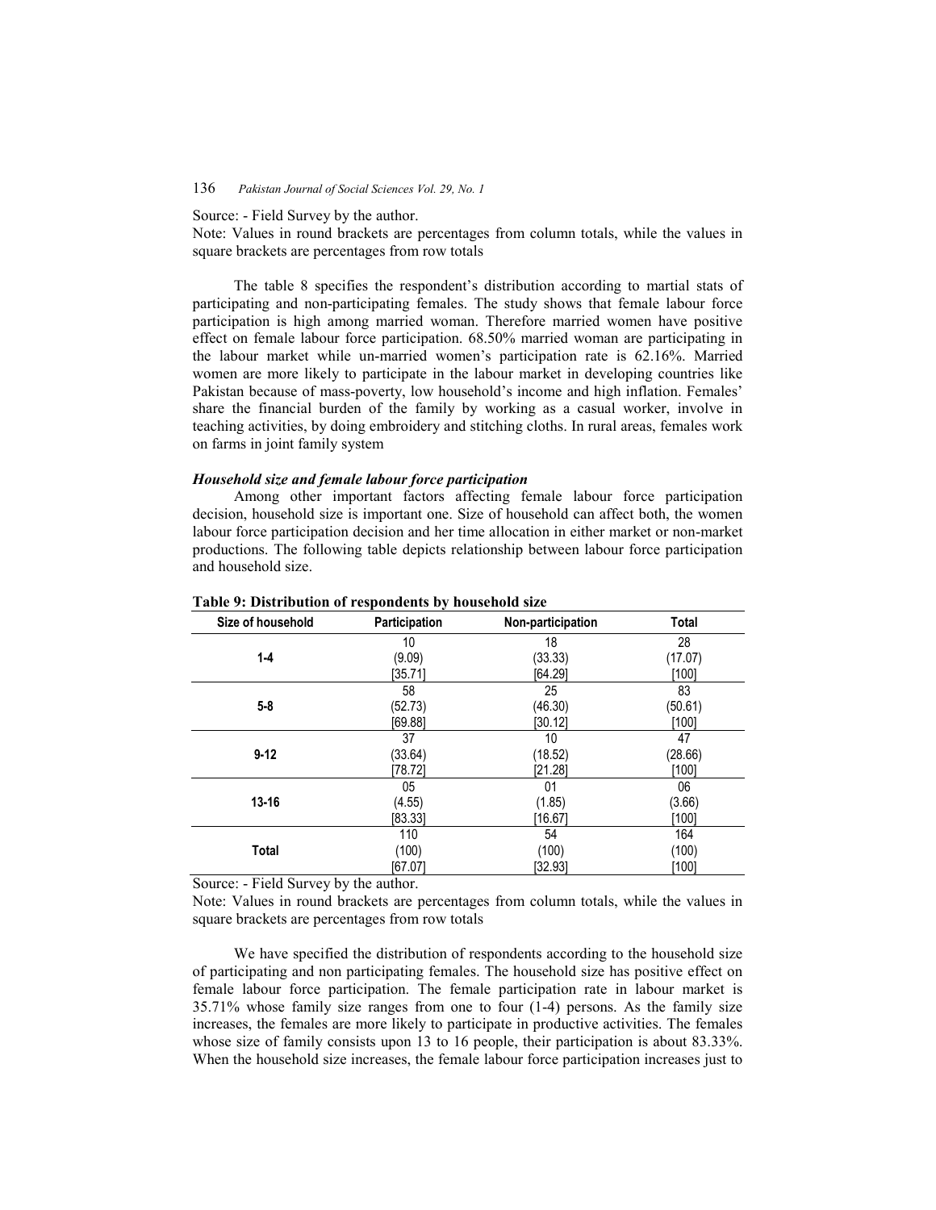Source: - Field Survey by the author.

Note: Values in round brackets are percentages from column totals, while the values in square brackets are percentages from row totals

The table 8 specifies the respondent's distribution according to martial stats of participating and non-participating females. The study shows that female labour force participation is high among married woman. Therefore married women have positive effect on female labour force participation. 68.50% married woman are participating in the labour market while un-married women's participation rate is 62.16%. Married women are more likely to participate in the labour market in developing countries like Pakistan because of mass-poverty, low household's income and high inflation. Females' share the financial burden of the family by working as a casual worker, involve in teaching activities, by doing embroidery and stitching cloths. In rural areas, females work on farms in joint family system

### *Household size and female labour force participation*

Among other important factors affecting female labour force participation decision, household size is important one. Size of household can affect both, the women labour force participation decision and her time allocation in either market or non-market productions. The following table depicts relationship between labour force participation and household size.

**Table 9: Distribution of respondents by household size**

| Size of household | Participation | Non-participation | Total |
|---|---|---|---|
| **1-4** | 10<br>(9.09)<br>[35.71] | 18<br>(33.33)<br>[64.29] | 28<br>(17.07)<br>[100] |
| **5-8** | 58<br>(52.73)<br>[69.88] | 25<br>(46.30)<br>[30.12] | 83<br>(50.61)<br>[100] |
| **9-12** | 37<br>(33.64)<br>[78.72] | 10<br>(18.52)<br>[21.28] | 47<br>(28.66)<br>[100] |
| **13-16** | 05<br>(4.55)<br>[83.33] | 01<br>(1.85)<br>[16.67] | 06<br>(3.66)<br>[100] |
| **Total** | 110<br>(100)<br>[67.07] | 54<br>(100)<br>[32.93] | 164<br>(100)<br>[100] |

Source: - Field Survey by the author.

Note: Values in round brackets are percentages from column totals, while the values in square brackets are percentages from row totals

We have specified the distribution of respondents according to the household size of participating and non participating females. The household size has positive effect on female labour force participation. The female participation rate in labour market is 35.71% whose family size ranges from one to four (1-4) persons. As the family size increases, the females are more likely to participate in productive activities. The females whose size of family consists upon 13 to 16 people, their participation is about 83.33%. When the household size increases, the female labour force participation increases just to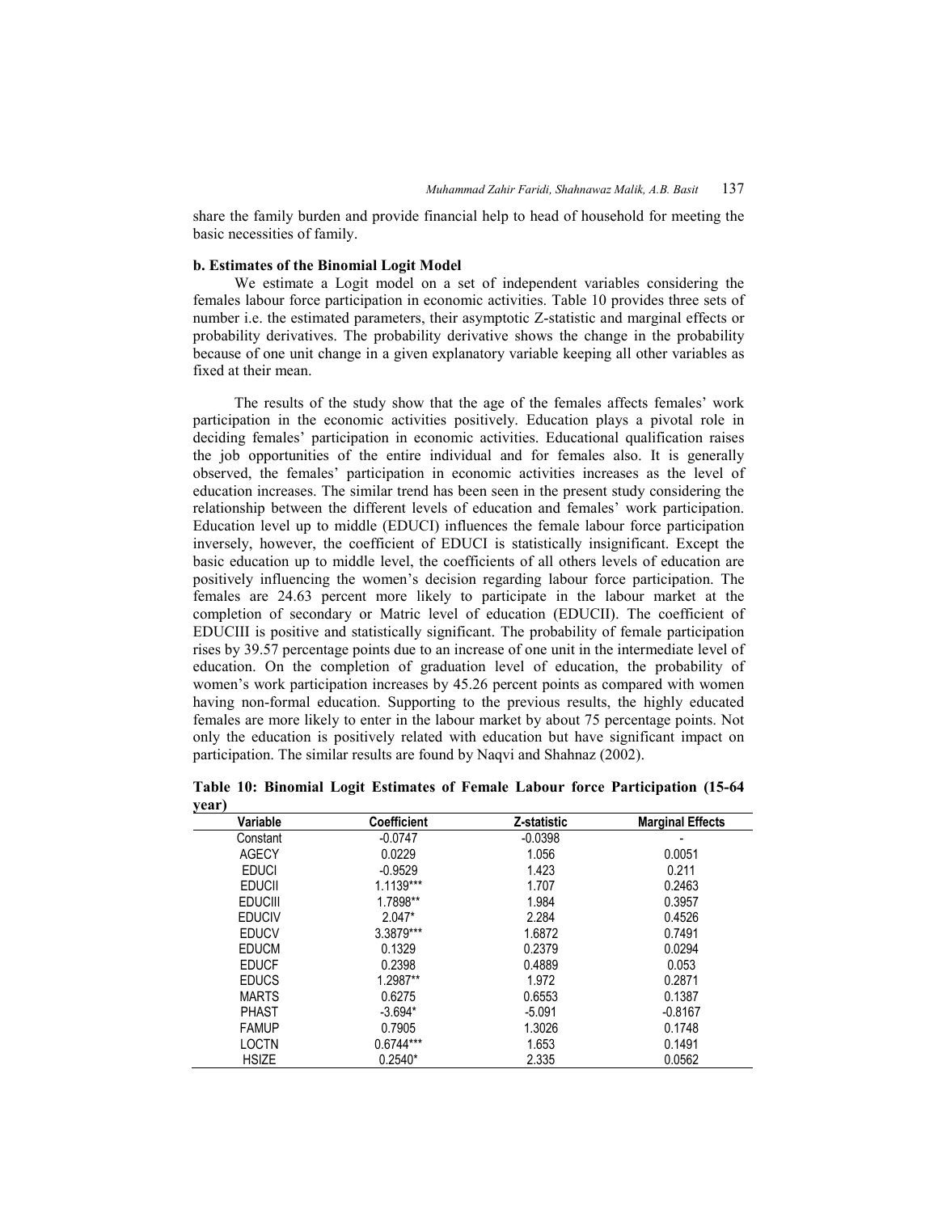share the family burden and provide financial help to head of household for meeting the basic necessities of family.

### b. Estimates of the Binomial Logit Model

We estimate a Logit model on a set of independent variables considering the females labour force participation in economic activities. Table 10 provides three sets of number i.e. the estimated parameters, their asymptotic Z-statistic and marginal effects or probability derivatives. The probability derivative shows the change in the probability because of one unit change in a given explanatory variable keeping all other variables as fixed at their mean.

The results of the study show that the age of the females affects females' work participation in the economic activities positively. Education plays a pivotal role in deciding females' participation in economic activities. Educational qualification raises the job opportunities of the entire individual and for females also. It is generally observed, the females' participation in economic activities increases as the level of education increases. The similar trend has been seen in the present study considering the relationship between the different levels of education and females' work participation. Education level up to middle (EDUCI) influences the female labour force participation inversely, however, the coefficient of EDUCI is statistically insignificant. Except the basic education up to middle level, the coefficients of all others levels of education are positively influencing the women's decision regarding labour force participation. The females are 24.63 percent more likely to participate in the labour market at the completion of secondary or Matric level of education (EDUCII). The coefficient of EDUCIII is positive and statistically significant. The probability of female participation rises by 39.57 percentage points due to an increase of one unit in the intermediate level of education. On the completion of graduation level of education, the probability of women's work participation increases by 45.26 percent points as compared with women having non-formal education. Supporting to the previous results, the highly educated females are more likely to enter in the labour market by about 75 percentage points. Not only the education is positively related with education but have significant impact on participation. The similar results are found by Naqvi and Shahnaz (2002).

**Table 10: Binomial Logit Estimates of Female Labour force Participation (15-64 year)**

| Variable | Coefficient | Z-statistic | Marginal Effects |
|---|---|---|---|
| Constant | -0.0747 | -0.0398 | - |
| AGECY | 0.0229 | 1.056 | 0.0051 |
| EDUCI | -0.9529 | 1.423 | 0.211 |
| EDUCII | 1.1139*** | 1.707 | 0.2463 |
| EDUCIII | 1.7898** | 1.984 | 0.3957 |
| EDUCIV | 2.047* | 2.284 | 0.4526 |
| EDUCV | 3.3879*** | 1.6872 | 0.7491 |
| EDUCM | 0.1329 | 0.2379 | 0.0294 |
| EDUCF | 0.2398 | 0.4889 | 0.053 |
| EDUCS | 1.2987** | 1.972 | 0.2871 |
| MARTS | 0.6275 | 0.6553 | 0.1387 |
| PHAST | -3.694* | -5.091 | -0.8167 |
| FAMUP | 0.7905 | 1.3026 | 0.1748 |
| LOCTN | 0.6744*** | 1.653 | 0.1491 |
| HSIZE | 0.2540* | 2.335 | 0.0562 |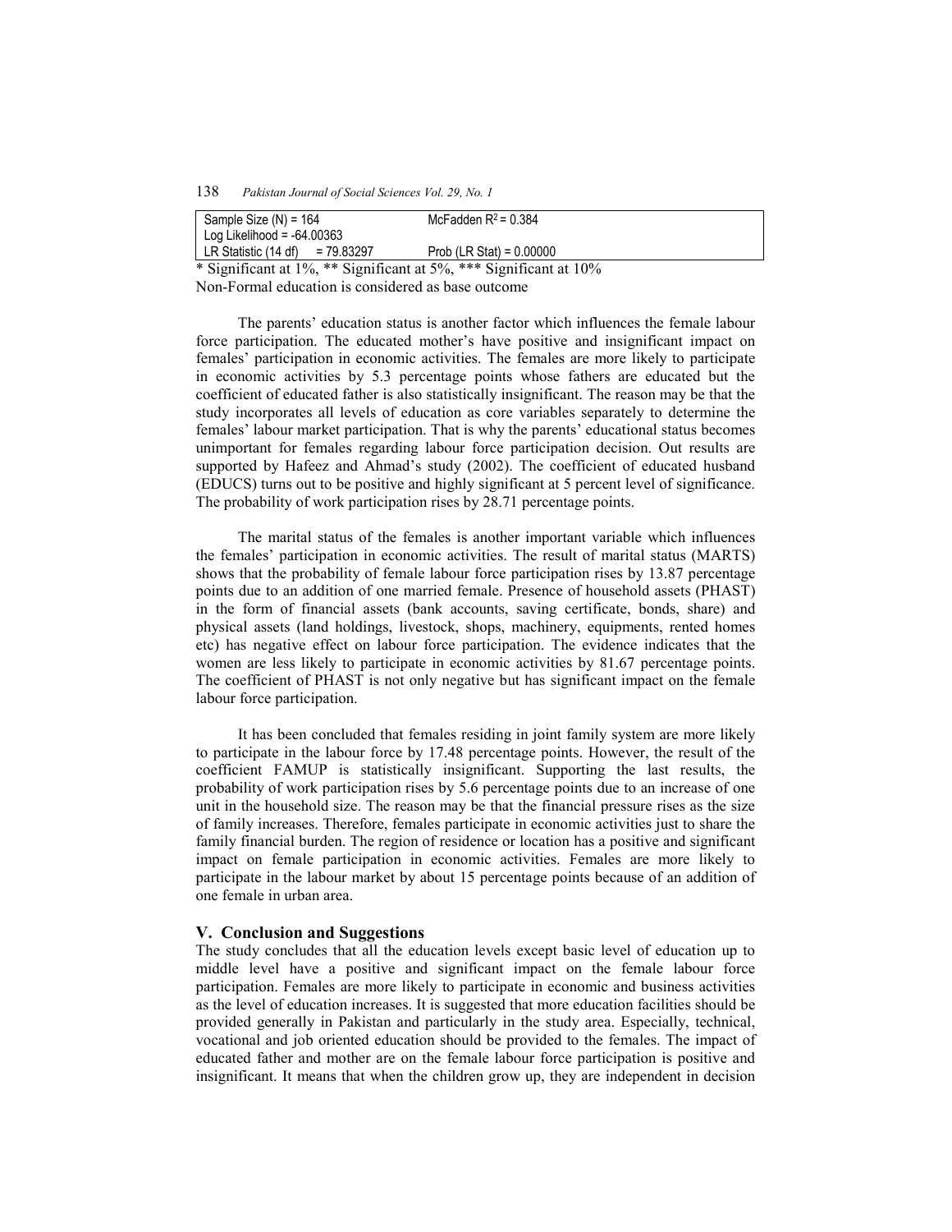| Sample Size (N) = 164 | McFadden $R^2$ = 0.384 |
|---|---|
| Log Likelihood = -64.00363 | |
| LR Statistic (14 df) = 79.83297 | Prob (LR Stat) = 0.00000 |

* Significant at 1%, ** Significant at 5%, *** Significant at 10%

Non-Formal education is considered as base outcome

The parents' education status is another factor which influences the female labour force participation. The educated mother's have positive and insignificant impact on females' participation in economic activities. The females are more likely to participate in economic activities by 5.3 percentage points whose fathers are educated but the coefficient of educated father is also statistically insignificant. The reason may be that the study incorporates all levels of education as core variables separately to determine the females' labour market participation. That is why the parents' educational status becomes unimportant for females regarding labour force participation decision. Out results are supported by Hafeez and Ahmad's study (2002). The coefficient of educated husband (EDUCS) turns out to be positive and highly significant at 5 percent level of significance. The probability of work participation rises by 28.71 percentage points.

The marital status of the females is another important variable which influences the females' participation in economic activities. The result of marital status (MARTS) shows that the probability of female labour force participation rises by 13.87 percentage points due to an addition of one married female. Presence of household assets (PHAST) in the form of financial assets (bank accounts, saving certificate, bonds, share) and physical assets (land holdings, livestock, shops, machinery, equipments, rented homes etc) has negative effect on labour force participation. The evidence indicates that the women are less likely to participate in economic activities by 81.67 percentage points. The coefficient of PHAST is not only negative but has significant impact on the female labour force participation.

It has been concluded that females residing in joint family system are more likely to participate in the labour force by 17.48 percentage points. However, the result of the coefficient FAMUP is statistically insignificant. Supporting the last results, the probability of work participation rises by 5.6 percentage points due to an increase of one unit in the household size. The reason may be that the financial pressure rises as the size of family increases. Therefore, females participate in economic activities just to share the family financial burden. The region of residence or location has a positive and significant impact on female participation in economic activities. Females are more likely to participate in the labour market by about 15 percentage points because of an addition of one female in urban area.

## V. Conclusion and Suggestions

The study concludes that all the education levels except basic level of education up to middle level have a positive and significant impact on the female labour force participation. Females are more likely to participate in economic and business activities as the level of education increases. It is suggested that more education facilities should be provided generally in Pakistan and particularly in the study area. Especially, technical, vocational and job oriented education should be provided to the females. The impact of educated father and mother are on the female labour force participation is positive and insignificant. It means that when the children grow up, they are independent in decision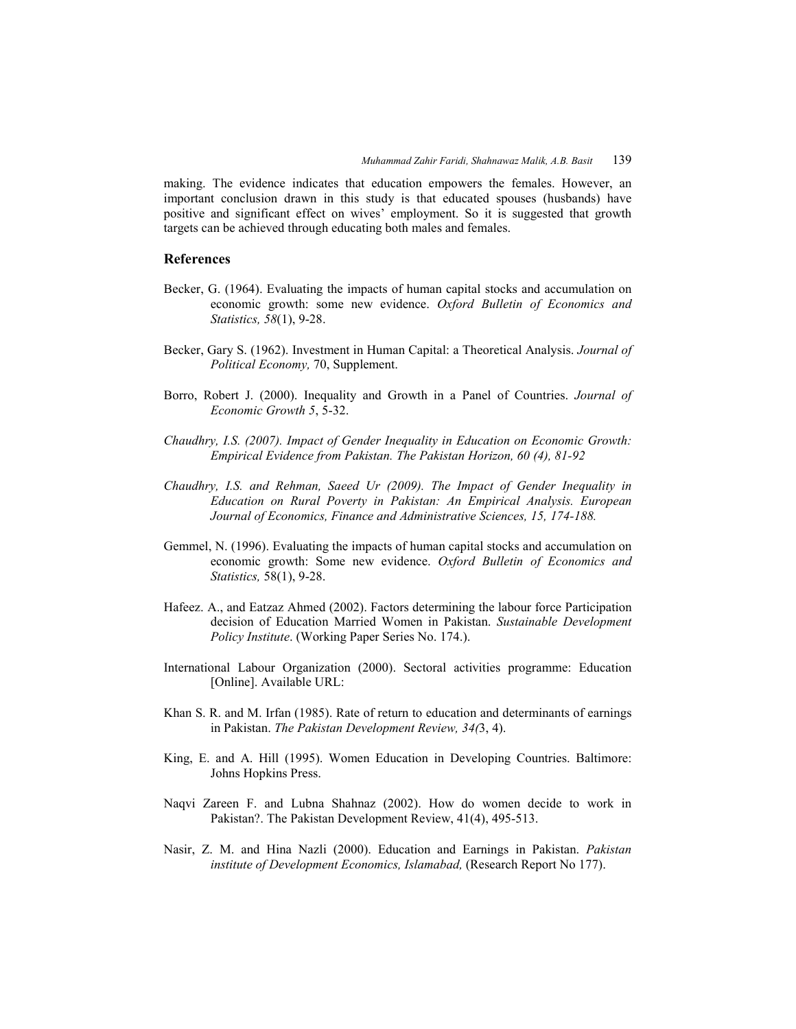making. The evidence indicates that education empowers the females. However, an important conclusion drawn in this study is that educated spouses (husbands) have positive and significant effect on wives' employment. So it is suggested that growth targets can be achieved through educating both males and females.

## References

Becker, G. (1964). Evaluating the impacts of human capital stocks and accumulation on economic growth: some new evidence. *Oxford Bulletin of Economics and Statistics, 58*(1), 9-28.

Becker, Gary S. (1962). Investment in Human Capital: a Theoretical Analysis. *Journal of Political Economy,* 70, Supplement.

Borro, Robert J. (2000). Inequality and Growth in a Panel of Countries. *Journal of Economic Growth 5*, 5-32.

*Chaudhry, I.S. (2007). Impact of Gender Inequality in Education on Economic Growth: Empirical Evidence from Pakistan. The Pakistan Horizon, 60 (4), 81-92*

*Chaudhry, I.S. and Rehman, Saeed Ur (2009). The Impact of Gender Inequality in Education on Rural Poverty in Pakistan: An Empirical Analysis. European Journal of Economics, Finance and Administrative Sciences, 15, 174-188.*

Gemmel, N. (1996). Evaluating the impacts of human capital stocks and accumulation on economic growth: Some new evidence. *Oxford Bulletin of Economics and Statistics,* 58(1), 9-28.

Hafeez. A., and Eatzaz Ahmed (2002). Factors determining the labour force Participation decision of Education Married Women in Pakistan. *Sustainable Development Policy Institute*. (Working Paper Series No. 174.).

International Labour Organization (2000). Sectoral activities programme: Education [Online]. Available URL:

Khan S. R. and M. Irfan (1985). Rate of return to education and determinants of earnings in Pakistan. *The Pakistan Development Review, 34(*3, 4).

King, E. and A. Hill (1995). Women Education in Developing Countries. Baltimore: Johns Hopkins Press.

Naqvi Zareen F. and Lubna Shahnaz (2002). How do women decide to work in Pakistan?. The Pakistan Development Review, 41(4), 495-513.

Nasir, Z. M. and Hina Nazli (2000). Education and Earnings in Pakistan. *Pakistan institute of Development Economics, Islamabad,* (Research Report No 177).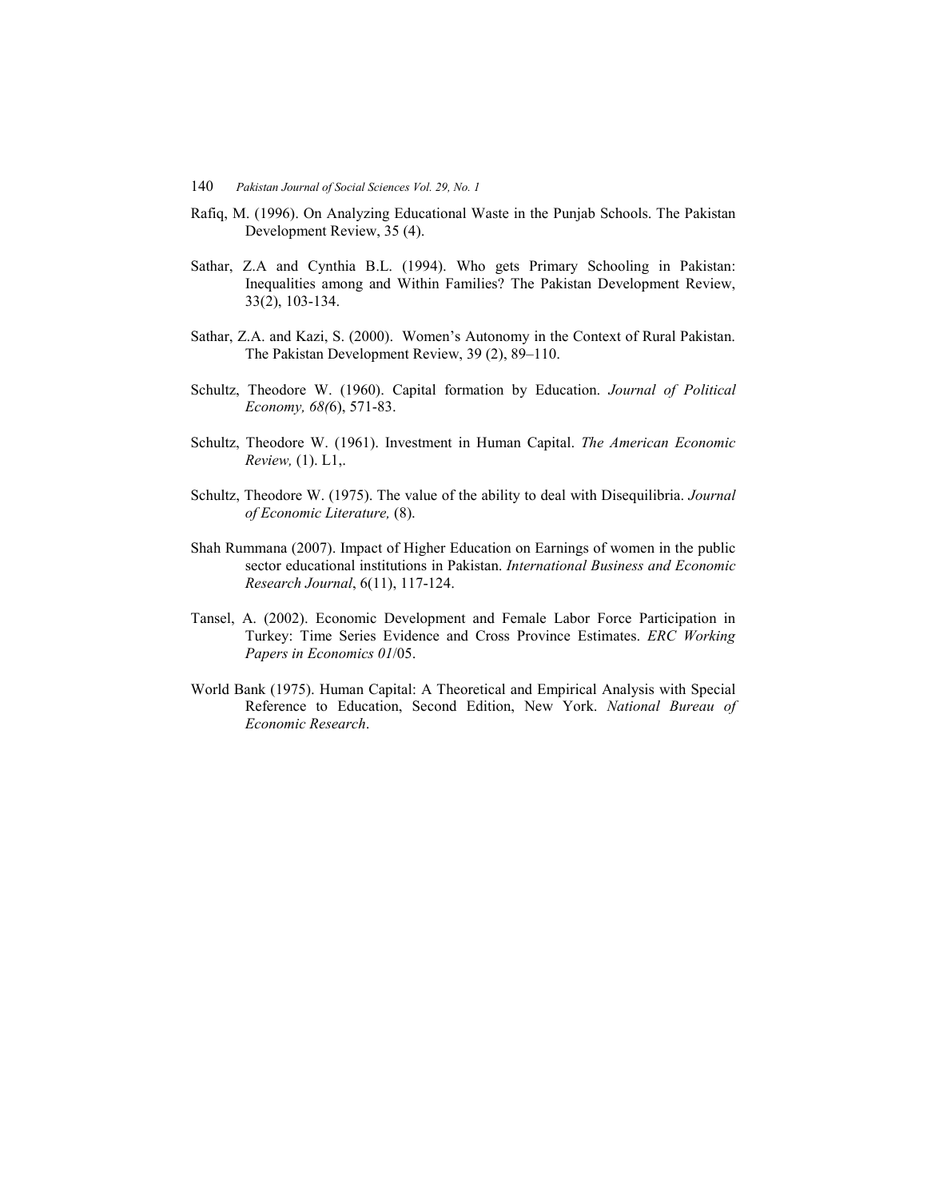Rafiq, M. (1996). On Analyzing Educational Waste in the Punjab Schools. The Pakistan Development Review, 35 (4).

Sathar, Z.A and Cynthia B.L. (1994). Who gets Primary Schooling in Pakistan: Inequalities among and Within Families? The Pakistan Development Review, 33(2), 103-134.

Sathar, Z.A. and Kazi, S. (2000). Women's Autonomy in the Context of Rural Pakistan. The Pakistan Development Review, 39 (2), 89–110.

Schultz, Theodore W. (1960). Capital formation by Education. *Journal of Political Economy, 68(*6), 571-83.

Schultz, Theodore W. (1961). Investment in Human Capital. *The American Economic Review,* (1). L1,.

Schultz, Theodore W. (1975). The value of the ability to deal with Disequilibria. *Journal of Economic Literature,* (8).

Shah Rummana (2007). Impact of Higher Education on Earnings of women in the public sector educational institutions in Pakistan. *International Business and Economic Research Journal*, 6(11), 117-124.

Tansel, A. (2002). Economic Development and Female Labor Force Participation in Turkey: Time Series Evidence and Cross Province Estimates. *ERC Working Papers in Economics 01*/05.

World Bank (1975). Human Capital: A Theoretical and Empirical Analysis with Special Reference to Education, Second Edition, New York. *National Bureau of Economic Research*.